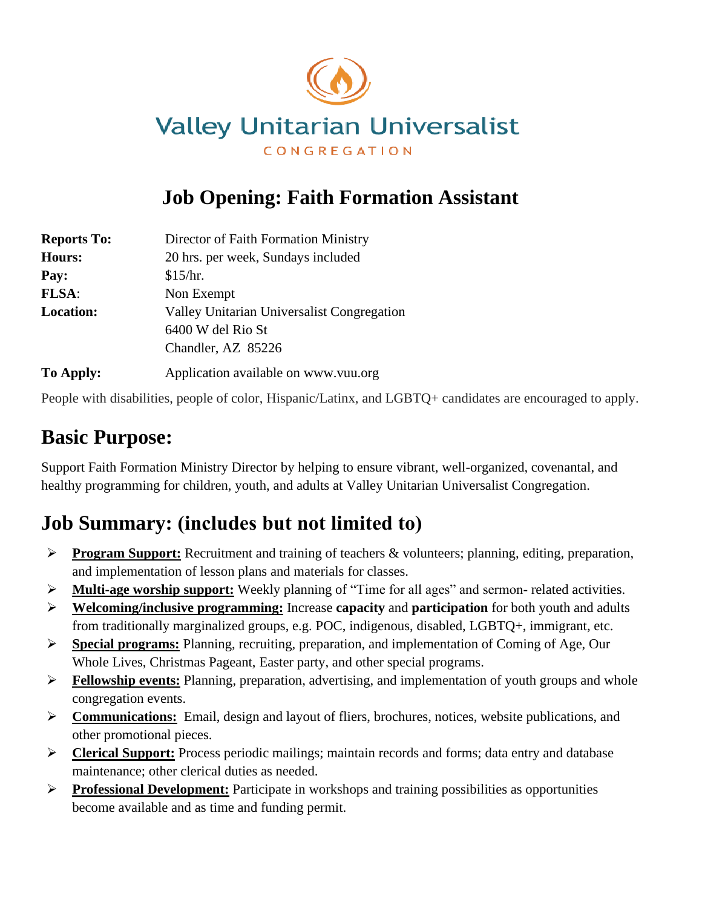Valley Unitarian Universalist

CONGREGATION

# Job Opening: Faith Formation Assistant

**Reports To:** Director of Faith Formation Ministry
**Hours:** 20 hrs. per week, Sundays included
**Pay:** $15/hr.
**FLSA**: Non Exempt
**Location:** Valley Unitarian Universalist Congregation
6400 W del Rio St
Chandler, AZ 85226

**To Apply:** Application available on www.vuu.org

People with disabilities, people of color, Hispanic/Latinx, and LGBTQ+ candidates are encouraged to apply.

## Basic Purpose:

Support Faith Formation Ministry Director by helping to ensure vibrant, well-organized, covenantal, and healthy programming for children, youth, and adults at Valley Unitarian Universalist Congregation.

## Job Summary: (includes but not limited to)

- **Program Support:** Recruitment and training of teachers & volunteers; planning, editing, preparation, and implementation of lesson plans and materials for classes.
- **Multi-age worship support:** Weekly planning of "Time for all ages" and sermon- related activities.
- **Welcoming/inclusive programming:** Increase **capacity** and **participation** for both youth and adults from traditionally marginalized groups, e.g. POC, indigenous, disabled, LGBTQ+, immigrant, etc.
- **Special programs:** Planning, recruiting, preparation, and implementation of Coming of Age, Our Whole Lives, Christmas Pageant, Easter party, and other special programs.
- **Fellowship events:** Planning, preparation, advertising, and implementation of youth groups and whole congregation events.
- **Communications:** Email, design and layout of fliers, brochures, notices, website publications, and other promotional pieces.
- **Clerical Support:** Process periodic mailings; maintain records and forms; data entry and database maintenance; other clerical duties as needed.
- **Professional Development:** Participate in workshops and training possibilities as opportunities become available and as time and funding permit.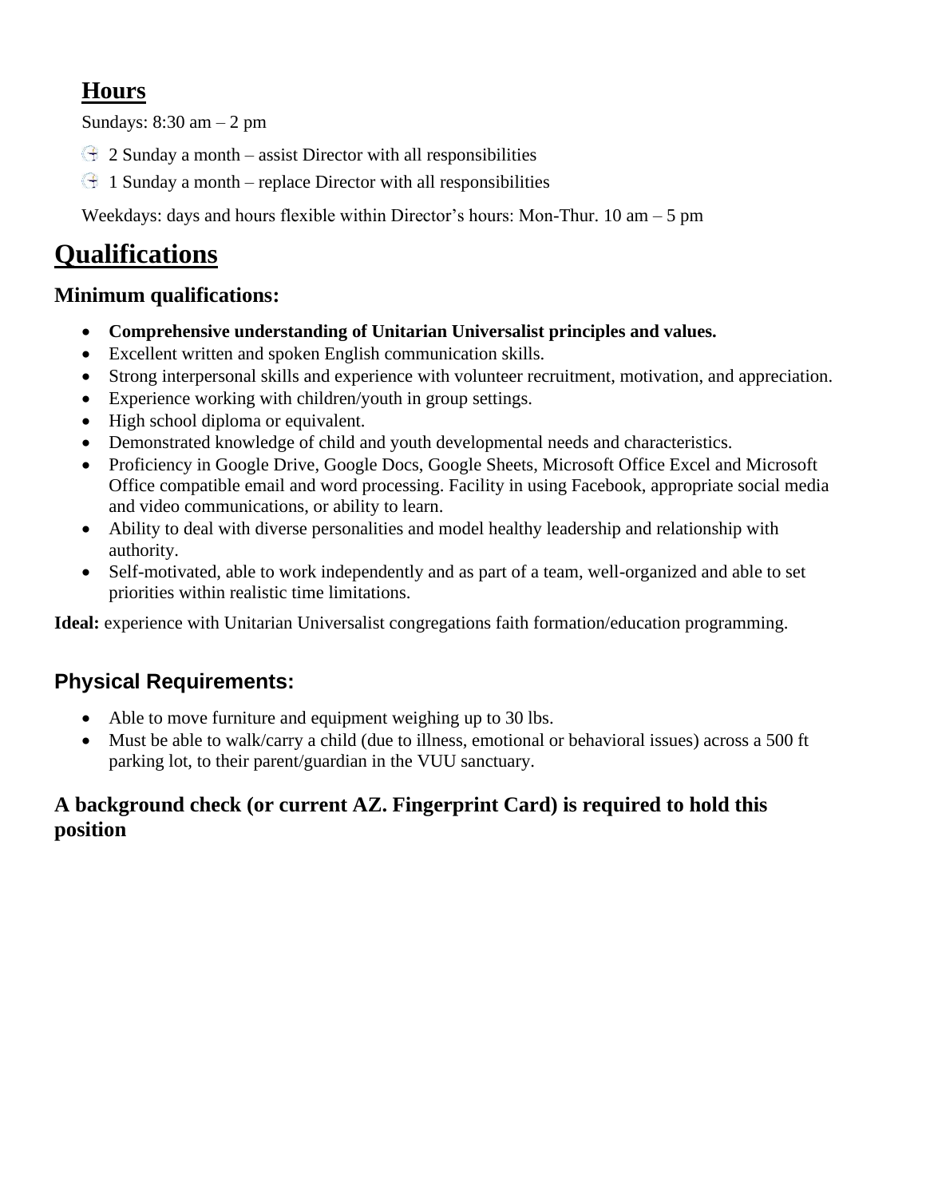## Hours

Sundays: 8:30 am – 2 pm

- 2 Sunday a month – assist Director with all responsibilities
- 1 Sunday a month – replace Director with all responsibilities

Weekdays: days and hours flexible within Director's hours: Mon-Thur. 10 am – 5 pm

# Qualifications

### Minimum qualifications:

- **Comprehensive understanding of Unitarian Universalist principles and values.**
- Excellent written and spoken English communication skills.
- Strong interpersonal skills and experience with volunteer recruitment, motivation, and appreciation.
- Experience working with children/youth in group settings.
- High school diploma or equivalent.
- Demonstrated knowledge of child and youth developmental needs and characteristics.
- Proficiency in Google Drive, Google Docs, Google Sheets, Microsoft Office Excel and Microsoft Office compatible email and word processing. Facility in using Facebook, appropriate social media and video communications, or ability to learn.
- Ability to deal with diverse personalities and model healthy leadership and relationship with authority.
- Self-motivated, able to work independently and as part of a team, well-organized and able to set priorities within realistic time limitations.

**Ideal:** experience with Unitarian Universalist congregations faith formation/education programming.

### Physical Requirements:

- Able to move furniture and equipment weighing up to 30 lbs.
- Must be able to walk/carry a child (due to illness, emotional or behavioral issues) across a 500 ft parking lot, to their parent/guardian in the VUU sanctuary.

### A background check (or current AZ. Fingerprint Card) is required to hold this position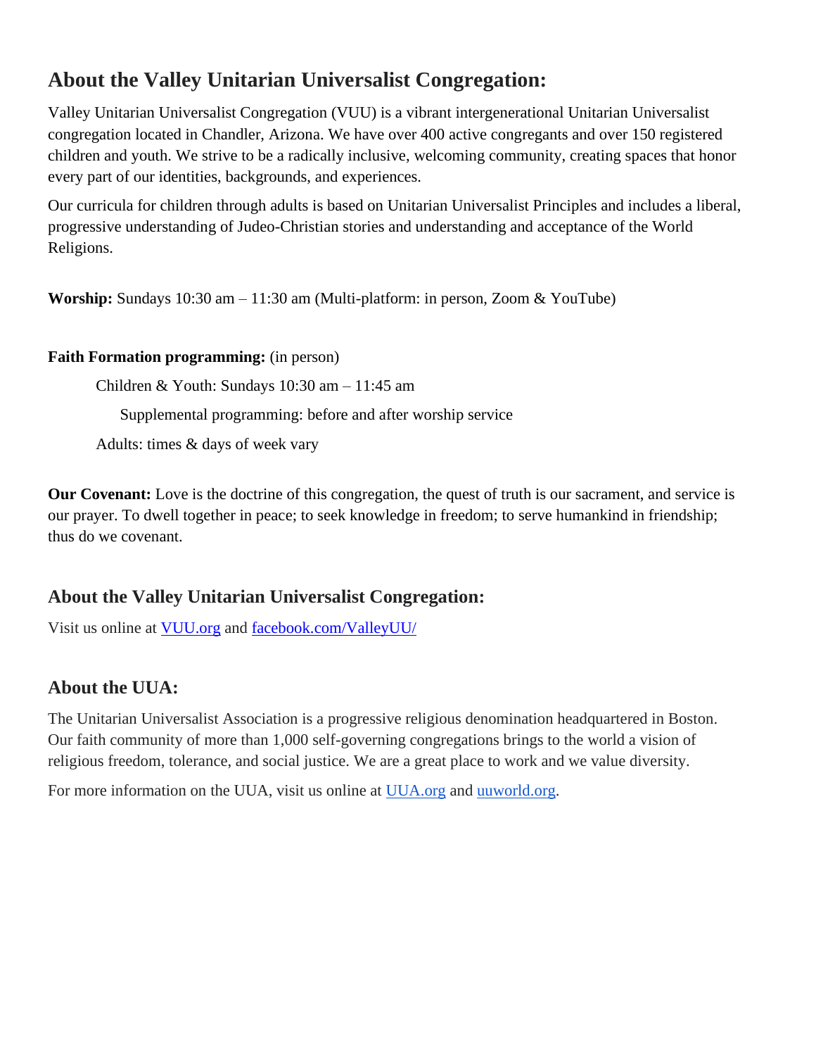## About the Valley Unitarian Universalist Congregation:

Valley Unitarian Universalist Congregation (VUU) is a vibrant intergenerational Unitarian Universalist congregation located in Chandler, Arizona. We have over 400 active congregants and over 150 registered children and youth. We strive to be a radically inclusive, welcoming community, creating spaces that honor every part of our identities, backgrounds, and experiences.

Our curricula for children through adults is based on Unitarian Universalist Principles and includes a liberal, progressive understanding of Judeo-Christian stories and understanding and acceptance of the World Religions.

**Worship:** Sundays 10:30 am – 11:30 am (Multi-platform: in person, Zoom & YouTube)

**Faith Formation programming:** (in person)

- Children & Youth: Sundays 10:30 am – 11:45 am
  - Supplemental programming: before and after worship service
- Adults: times & days of week vary

**Our Covenant:** Love is the doctrine of this congregation, the quest of truth is our sacrament, and service is our prayer. To dwell together in peace; to seek knowledge in freedom; to serve humankind in friendship; thus do we covenant.

### About the Valley Unitarian Universalist Congregation:

Visit us online at [VUU.org](http://VUU.org) and [facebook.com/ValleyUU/](http://facebook.com/ValleyUU/)

### About the UUA:

The Unitarian Universalist Association is a progressive religious denomination headquartered in Boston. Our faith community of more than 1,000 self-governing congregations brings to the world a vision of religious freedom, tolerance, and social justice. We are a great place to work and we value diversity.

For more information on the UUA, visit us online at [UUA.org](http://UUA.org) and [uuworld.org](http://uuworld.org).